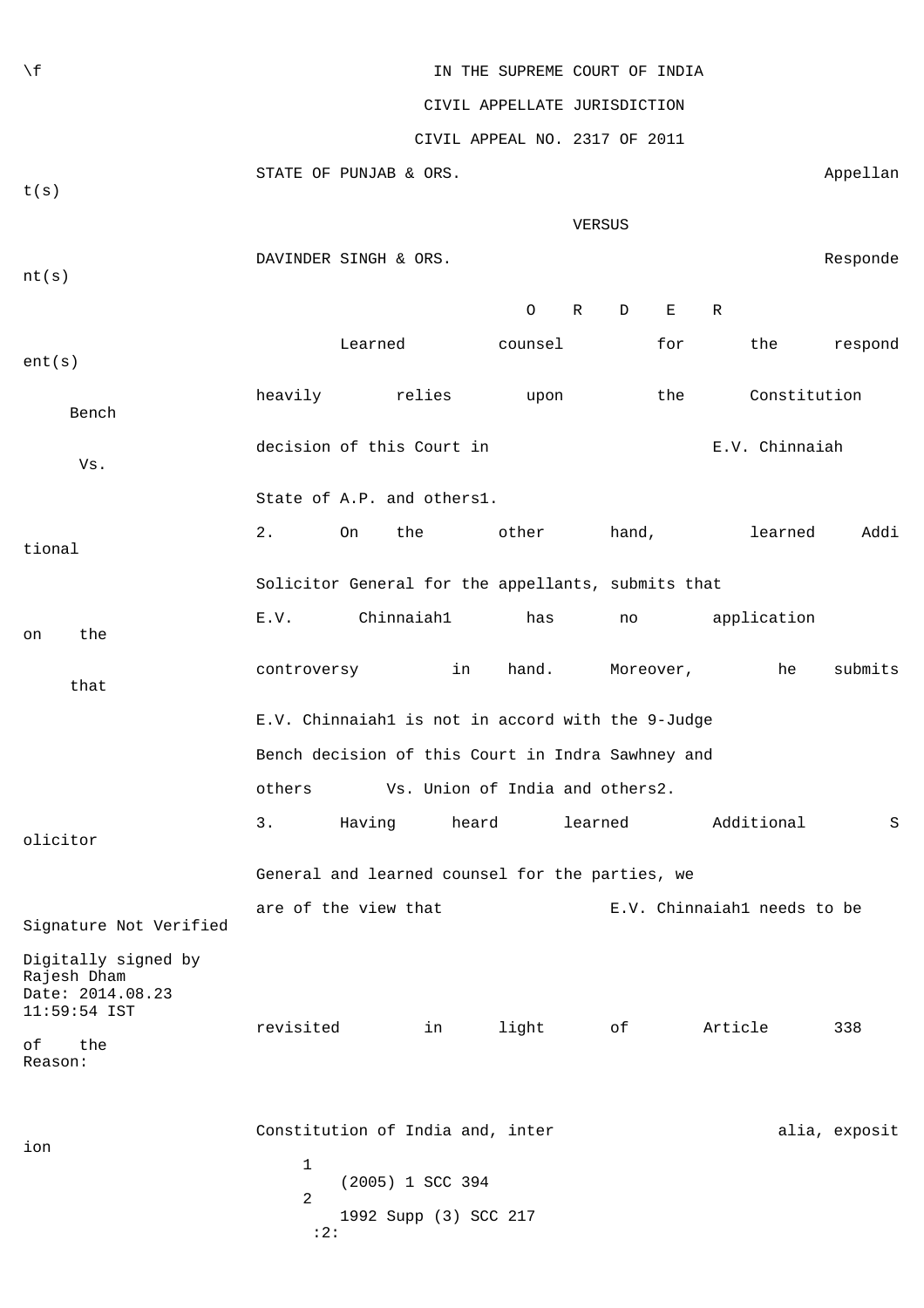IN THE SUPREME COURT OF INDIA

CIVIL APPELLATE JURISDICTION

CIVIL APPEAL NO. 2317 OF 2011

STATE OF PUNJAB & ORS. Appellant(s)

VERSUS

DAVINDER SINGH & ORS. Respondent(s)

O R D E R

Learned counsel for the respondent(s) heavily relies upon the Constitution Bench decision of this Court in E.V. Chinnaiah Vs. State of A.P. and others[1].

2. On the other hand, learned Additional Solicitor General for the appellants, submits that E.V. Chinnaiah[1] has no application on the controversy in hand. Moreover, he submits that E.V. Chinnaiah[1] is not in accord with the 9-Judge Bench decision of this Court in Indra Sawhney and others Vs. Union of India and others[2].

3. Having heard learned Additional Solicitor General and learned counsel for the parties, we are of the view that E.V. Chinnaiah[1] needs to be revisited in light of Article 338 of the Constitution of India and, inter alia, exposition

Signature Not Verified

Digitally signed by Rajesh Dham

Date: 2014.08.23 11:59:54 IST

Reason:

1 (2005) 1 SCC 394

2 1992 Supp (3) SCC 217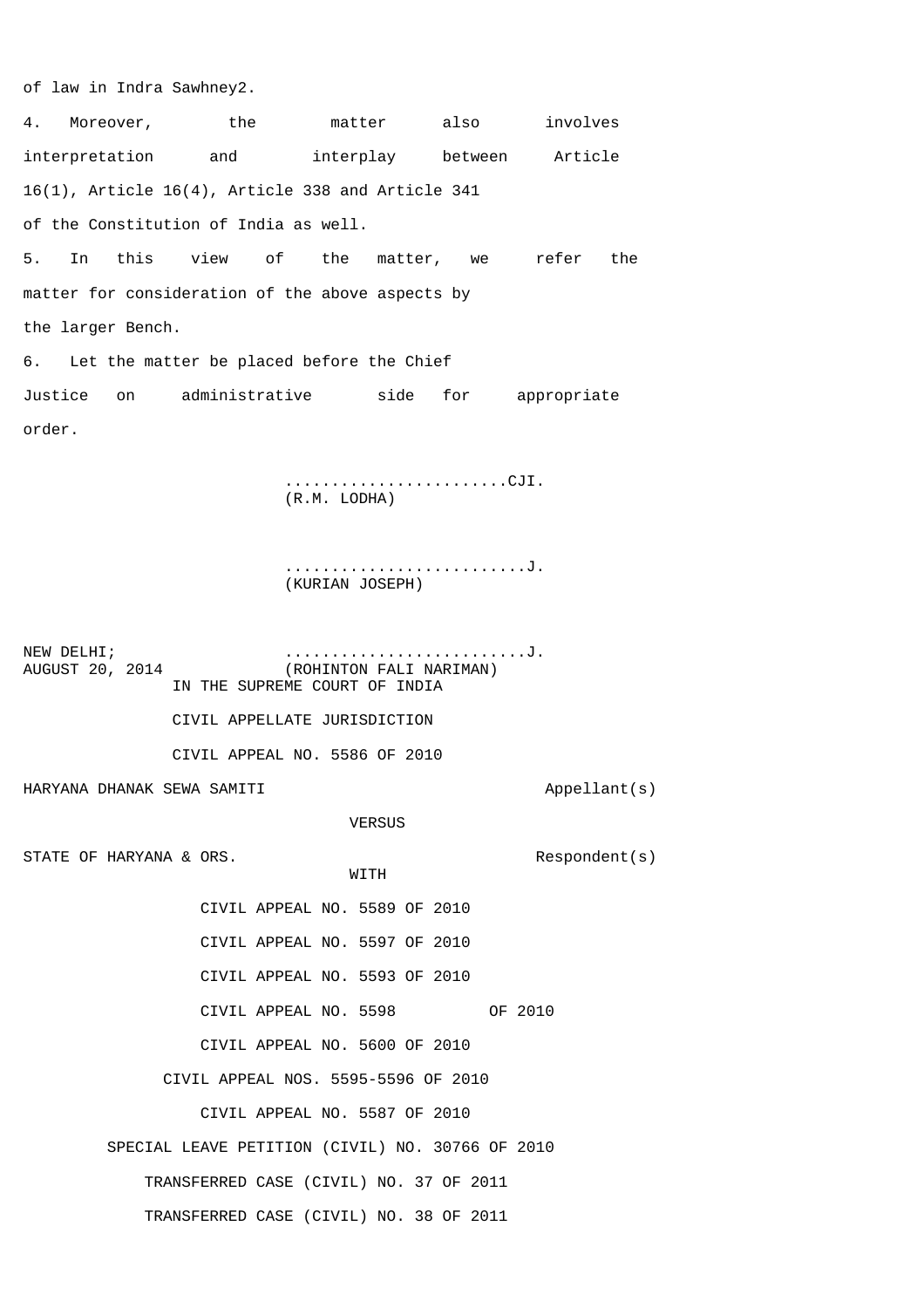of law in Indra Sawhney2.

4. Moreover, the matter also involves interpretation and interplay between Article 16(1), Article 16(4), Article 338 and Article 341 of the Constitution of India as well.

5. In this view of the matter, we refer the matter for consideration of the above aspects by the larger Bench.

6. Let the matter be placed before the Chief Justice on administrative side for appropriate order.

........................CJI.
(R.M. LODHA)

..........................J.
(KURIAN JOSEPH)

NEW DELHI;
AUGUST 20, 2014

..........................J.
(ROHINTON FALI NARIMAN)

IN THE SUPREME COURT OF INDIA

CIVIL APPELLATE JURISDICTION

CIVIL APPEAL NO. 5586 OF 2010

HARYANA DHANAK SEWA SAMITI — Appellant(s)

VERSUS

STATE OF HARYANA & ORS. — Respondent(s)

WITH

CIVIL APPEAL NO. 5589 OF 2010

CIVIL APPEAL NO. 5597 OF 2010

CIVIL APPEAL NO. 5593 OF 2010

CIVIL APPEAL NO. 5598 OF 2010

CIVIL APPEAL NO. 5600 OF 2010

CIVIL APPEAL NOS. 5595-5596 OF 2010

CIVIL APPEAL NO. 5587 OF 2010

SPECIAL LEAVE PETITION (CIVIL) NO. 30766 OF 2010

TRANSFERRED CASE (CIVIL) NO. 37 OF 2011

TRANSFERRED CASE (CIVIL) NO. 38 OF 2011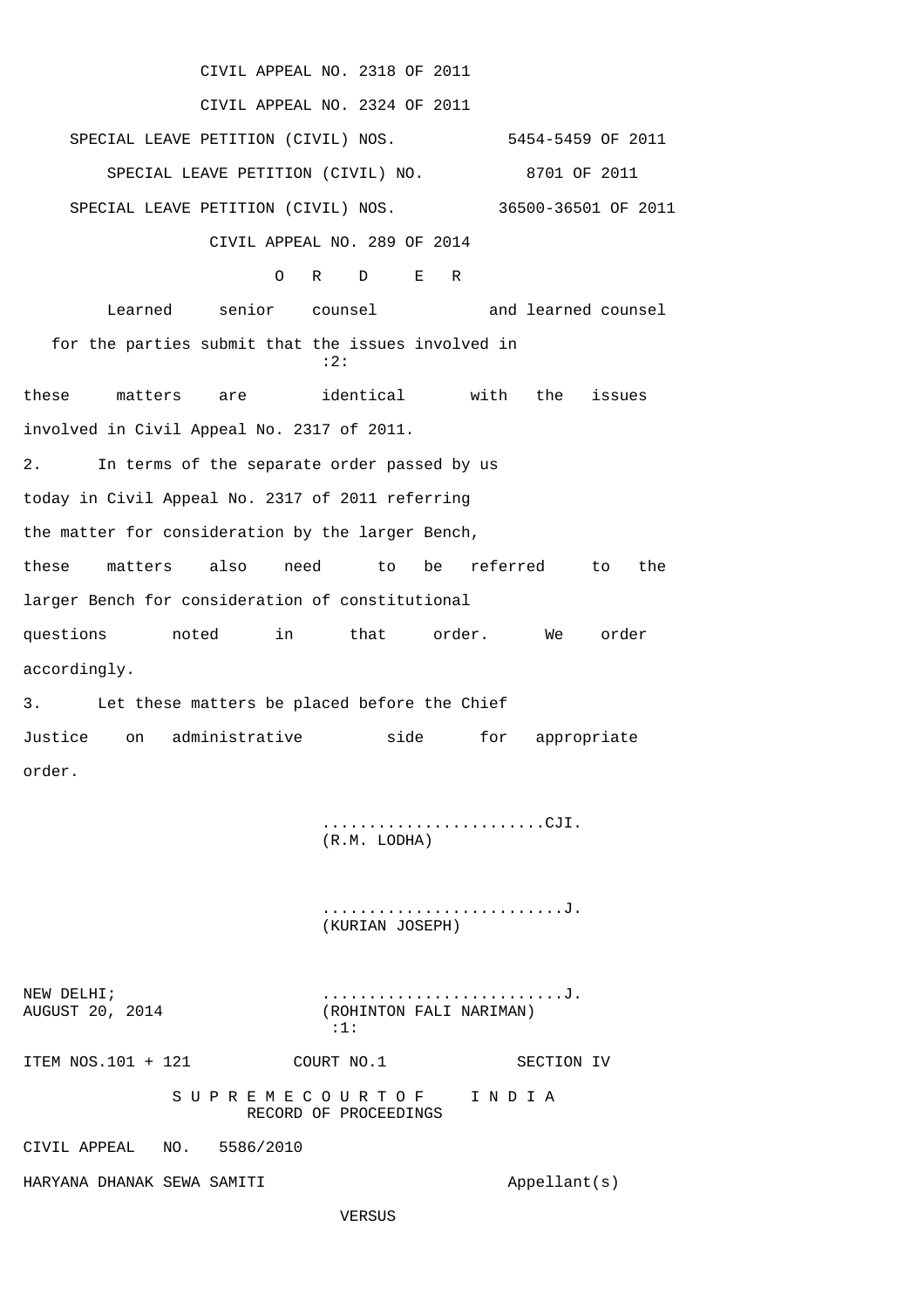CIVIL APPEAL NO. 2318 OF 2011

CIVIL APPEAL NO. 2324 OF 2011

SPECIAL LEAVE PETITION (CIVIL) NOS. 5454-5459 OF 2011

SPECIAL LEAVE PETITION (CIVIL) NO. 8701 OF 2011

SPECIAL LEAVE PETITION (CIVIL) NOS. 36500-36501 OF 2011

CIVIL APPEAL NO. 289 OF 2014

O R D E R

Learned senior counsel and learned counsel for the parties submit that the issues involved in these matters are identical with the issues involved in Civil Appeal No. 2317 of 2011.

2. In terms of the separate order passed by us today in Civil Appeal No. 2317 of 2011 referring the matter for consideration by the larger Bench, these matters also need to be referred to the larger Bench for consideration of constitutional questions noted in that order. We order accordingly.

3. Let these matters be placed before the Chief Justice on administrative side for appropriate order.

........................CJI.
(R.M. LODHA)

..........................J.
(KURIAN JOSEPH)

NEW DELHI;
AUGUST 20, 2014

..........................J.
(ROHINTON FALI NARIMAN)

ITEM NOS.101 + 121 COURT NO.1 SECTION IV

S U P R E M E C O U R T O F I N D I A
RECORD OF PROCEEDINGS

CIVIL APPEAL NO. 5586/2010

HARYANA DHANAK SEWA SAMITI Appellant(s)

VERSUS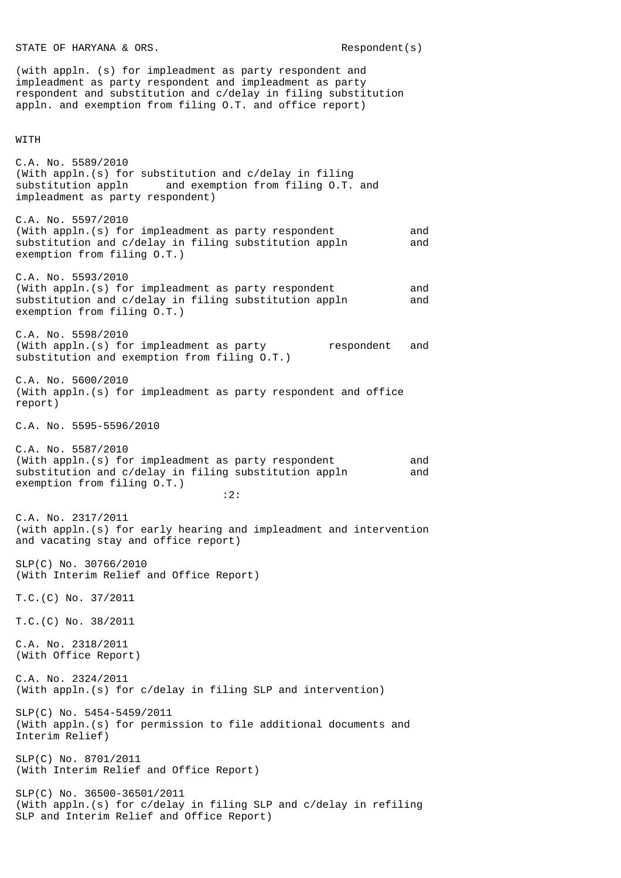STATE OF HARYANA & ORS. Respondent(s)

(with appln. (s) for impleadment as party respondent and impleadment as party respondent and impleadment as party respondent and substitution and c/delay in filing substitution appln. and exemption from filing O.T. and office report)

WITH

C.A. No. 5589/2010
(With appln.(s) for substitution and c/delay in filing substitution appln and exemption from filing O.T. and impleadment as party respondent)

C.A. No. 5597/2010
(With appln.(s) for impleadment as party respondent and substitution and c/delay in filing substitution appln and exemption from filing O.T.)

C.A. No. 5593/2010
(With appln.(s) for impleadment as party respondent and substitution and c/delay in filing substitution appln and exemption from filing O.T.)

C.A. No. 5598/2010
(With appln.(s) for impleadment as party respondent and substitution and exemption from filing O.T.)

C.A. No. 5600/2010
(With appln.(s) for impleadment as party respondent and office report)

C.A. No. 5595-5596/2010

C.A. No. 5587/2010
(With appln.(s) for impleadment as party respondent and substitution and c/delay in filing substitution appln and exemption from filing O.T.)

C.A. No. 2317/2011
(with appln.(s) for early hearing and impleadment and intervention and vacating stay and office report)

SLP(C) No. 30766/2010
(With Interim Relief and Office Report)

T.C.(C) No. 37/2011

T.C.(C) No. 38/2011

C.A. No. 2318/2011
(With Office Report)

C.A. No. 2324/2011
(With appln.(s) for c/delay in filing SLP and intervention)

SLP(C) No. 5454-5459/2011
(With appln.(s) for permission to file additional documents and Interim Relief)

SLP(C) No. 8701/2011
(With Interim Relief and Office Report)

SLP(C) No. 36500-36501/2011
(With appln.(s) for c/delay in filing SLP and c/delay in refiling SLP and Interim Relief and Office Report)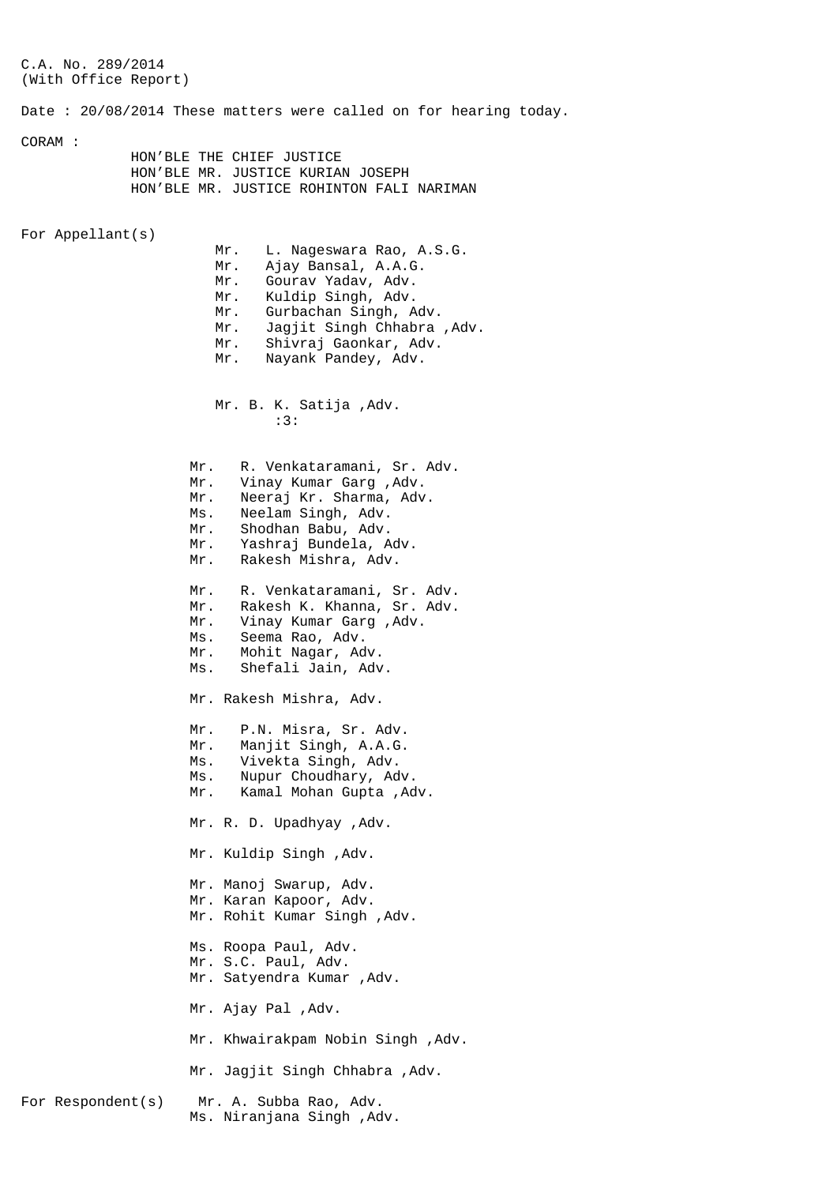C.A. No. 289/2014
(With Office Report)

Date : 20/08/2014 These matters were called on for hearing today.

CORAM :

HON'BLE THE CHIEF JUSTICE
HON'BLE MR. JUSTICE KURIAN JOSEPH
HON'BLE MR. JUSTICE ROHINTON FALI NARIMAN

For Appellant(s)

Mr. L. Nageswara Rao, A.S.G.
Mr. Ajay Bansal, A.A.G.
Mr. Gourav Yadav, Adv.
Mr. Kuldip Singh, Adv.
Mr. Gurbachan Singh, Adv.
Mr. Jagjit Singh Chhabra ,Adv.
Mr. Shivraj Gaonkar, Adv.
Mr. Nayank Pandey, Adv.

Mr. B. K. Satija ,Adv.

:3:

Mr. R. Venkataramani, Sr. Adv.
Mr. Vinay Kumar Garg ,Adv.
Mr. Neeraj Kr. Sharma, Adv.
Ms. Neelam Singh, Adv.
Mr. Shodhan Babu, Adv.
Mr. Yashraj Bundela, Adv.
Mr. Rakesh Mishra, Adv.

Mr. R. Venkataramani, Sr. Adv.
Mr. Rakesh K. Khanna, Sr. Adv.
Mr. Vinay Kumar Garg ,Adv.
Ms. Seema Rao, Adv.
Mr. Mohit Nagar, Adv.
Ms. Shefali Jain, Adv.

Mr. Rakesh Mishra, Adv.

Mr. P.N. Misra, Sr. Adv.
Mr. Manjit Singh, A.A.G.
Ms. Vivekta Singh, Adv.
Ms. Nupur Choudhary, Adv.
Mr. Kamal Mohan Gupta ,Adv.

Mr. R. D. Upadhyay ,Adv.

Mr. Kuldip Singh ,Adv.

Mr. Manoj Swarup, Adv.
Mr. Karan Kapoor, Adv.
Mr. Rohit Kumar Singh ,Adv.

Ms. Roopa Paul, Adv.
Mr. S.C. Paul, Adv.
Mr. Satyendra Kumar ,Adv.

Mr. Ajay Pal ,Adv.

Mr. Khwairakpam Nobin Singh ,Adv.

Mr. Jagjit Singh Chhabra ,Adv.

For Respondent(s)

Mr. A. Subba Rao, Adv.
Ms. Niranjana Singh ,Adv.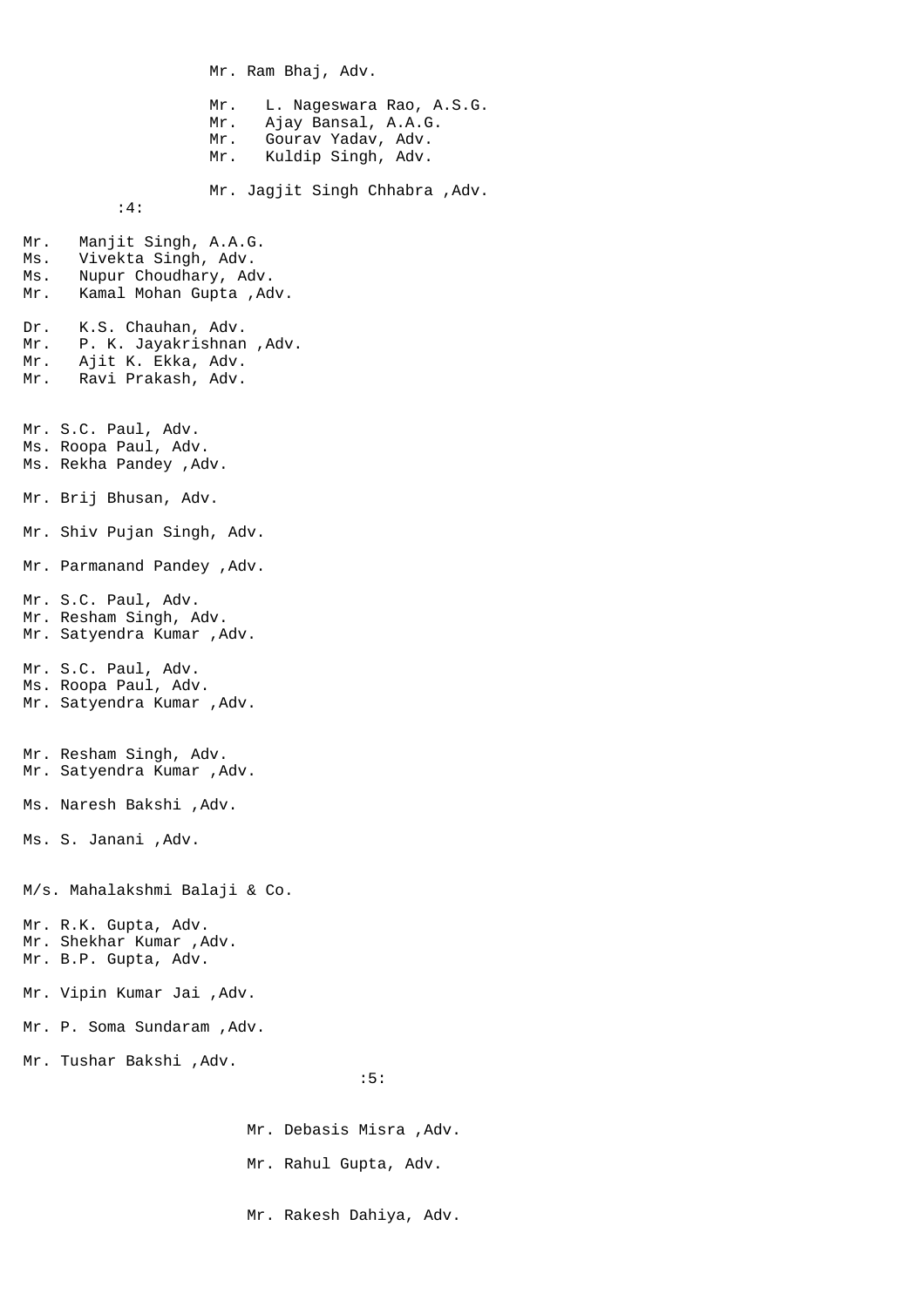Mr. Ram Bhaj, Adv.

Mr. L. Nageswara Rao, A.S.G.
Mr. Ajay Bansal, A.A.G.
Mr. Gourav Yadav, Adv.
Mr. Kuldip Singh, Adv.

Mr. Jagjit Singh Chhabra ,Adv.

Mr. Manjit Singh, A.A.G.
Ms. Vivekta Singh, Adv.
Ms. Nupur Choudhary, Adv.
Mr. Kamal Mohan Gupta ,Adv.

Dr. K.S. Chauhan, Adv.
Mr. P. K. Jayakrishnan ,Adv.
Mr. Ajit K. Ekka, Adv.
Mr. Ravi Prakash, Adv.

Mr. S.C. Paul, Adv.
Ms. Roopa Paul, Adv.
Ms. Rekha Pandey ,Adv.

Mr. Brij Bhusan, Adv.

Mr. Shiv Pujan Singh, Adv.

Mr. Parmanand Pandey ,Adv.

Mr. S.C. Paul, Adv.
Mr. Resham Singh, Adv.
Mr. Satyendra Kumar ,Adv.

Mr. S.C. Paul, Adv.
Ms. Roopa Paul, Adv.
Mr. Satyendra Kumar ,Adv.

Mr. Resham Singh, Adv.
Mr. Satyendra Kumar ,Adv.

Ms. Naresh Bakshi ,Adv.

Ms. S. Janani ,Adv.

M/s. Mahalakshmi Balaji & Co.

Mr. R.K. Gupta, Adv.
Mr. Shekhar Kumar ,Adv.
Mr. B.P. Gupta, Adv.

Mr. Vipin Kumar Jai ,Adv.

Mr. P. Soma Sundaram ,Adv.

Mr. Tushar Bakshi ,Adv.

Mr. Debasis Misra ,Adv.

Mr. Rahul Gupta, Adv.

Mr. Rakesh Dahiya, Adv.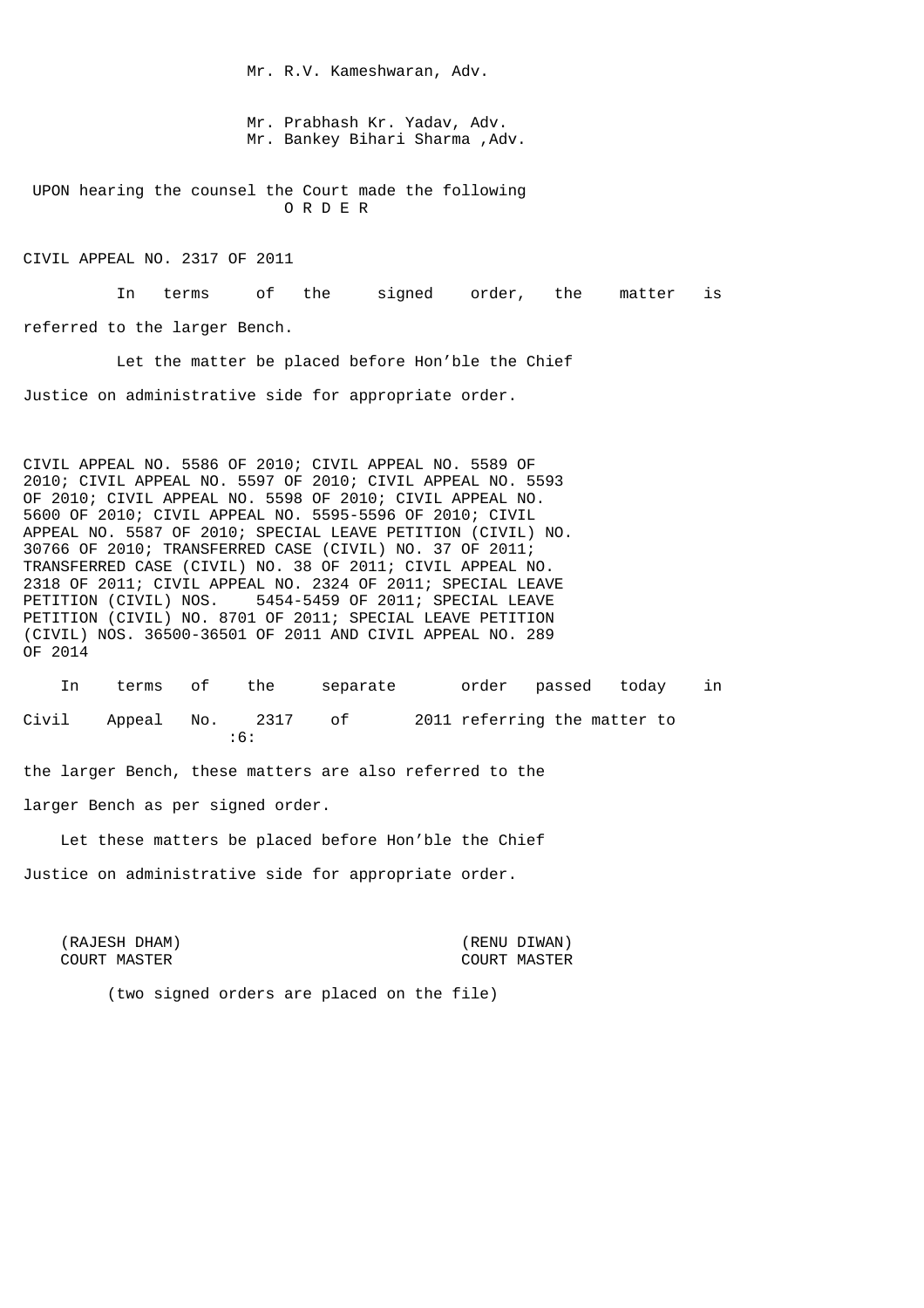Mr. R.V. Kameshwaran, Adv.

Mr. Prabhash Kr. Yadav, Adv.
Mr. Bankey Bihari Sharma ,Adv.

UPON hearing the counsel the Court made the following

O R D E R

CIVIL APPEAL NO. 2317 OF 2011

In terms of the signed order, the matter is referred to the larger Bench.

Let the matter be placed before Hon'ble the Chief Justice on administrative side for appropriate order.

CIVIL APPEAL NO. 5586 OF 2010; CIVIL APPEAL NO. 5589 OF 2010; CIVIL APPEAL NO. 5597 OF 2010; CIVIL APPEAL NO. 5593 OF 2010; CIVIL APPEAL NO. 5598 OF 2010; CIVIL APPEAL NO. 5600 OF 2010; CIVIL APPEAL NO. 5595-5596 OF 2010; CIVIL APPEAL NO. 5587 OF 2010; SPECIAL LEAVE PETITION (CIVIL) NO. 30766 OF 2010; TRANSFERRED CASE (CIVIL) NO. 37 OF 2011; TRANSFERRED CASE (CIVIL) NO. 38 OF 2011; CIVIL APPEAL NO. 2318 OF 2011; CIVIL APPEAL NO. 2324 OF 2011; SPECIAL LEAVE PETITION (CIVIL) NOS. 5454-5459 OF 2011; SPECIAL LEAVE PETITION (CIVIL) NO. 8701 OF 2011; SPECIAL LEAVE PETITION (CIVIL) NOS. 36500-36501 OF 2011 AND CIVIL APPEAL NO. 289 OF 2014

In terms of the separate order passed today in Civil Appeal No. 2317 of 2011 referring the matter to the larger Bench, these matters are also referred to the larger Bench as per signed order.

Let these matters be placed before Hon'ble the Chief Justice on administrative side for appropriate order.

(RAJESH DHAM)
COURT MASTER

(RENU DIWAN)
COURT MASTER

(two signed orders are placed on the file)